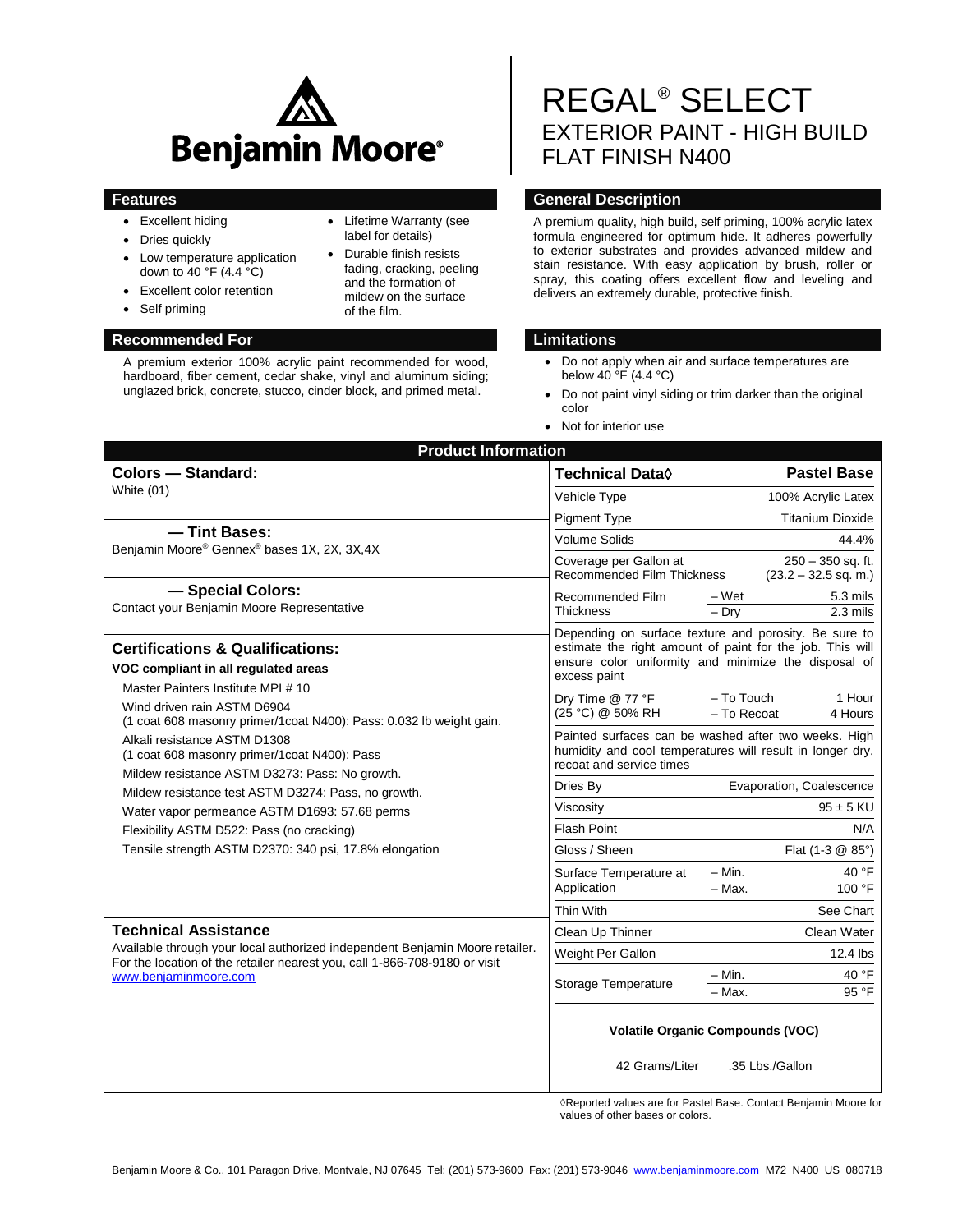Benjamin Moore®

# REGAL® SELECT
## EXTERIOR PAINT - HIGH BUILD FLAT FINISH N400

## Features

- Excellent hiding
- Dries quickly
- Low temperature application down to 40 °F (4.4 °C)
- Excellent color retention
- Self priming
- Lifetime Warranty (see label for details)
- Durable finish resists fading, cracking, peeling and the formation of mildew on the surface of the film.

## General Description

A premium quality, high build, self priming, 100% acrylic latex formula engineered for optimum hide. It adheres powerfully to exterior substrates and provides advanced mildew and stain resistance. With easy application by brush, roller or spray, this coating offers excellent flow and leveling and delivers an extremely durable, protective finish.

## Recommended For

A premium exterior 100% acrylic paint recommended for wood, hardboard, fiber cement, cedar shake, vinyl and aluminum siding; unglazed brick, concrete, stucco, cinder block, and primed metal.

## Limitations

- Do not apply when air and surface temperatures are below 40 °F (4.4 °C)
- Do not paint vinyl siding or trim darker than the original color
- Not for interior use

## Product Information

### Colors — Standard:

White (01)

### — Tint Bases:

Benjamin Moore® Gennex® bases 1X, 2X, 3X,4X

### — Special Colors:

Contact your Benjamin Moore Representative

### Certifications & Qualifications:

**VOC compliant in all regulated areas**

Master Painters Institute MPI # 10

Wind driven rain ASTM D6904
(1 coat 608 masonry primer/1coat N400): Pass: 0.032 lb weight gain.

Alkali resistance ASTM D1308
(1 coat 608 masonry primer/1coat N400): Pass

Mildew resistance ASTM D3273: Pass: No growth.

Mildew resistance test ASTM D3274: Pass, no growth.

Water vapor permeance ASTM D1693: 57.68 perms

Flexibility ASTM D522: Pass (no cracking)

Tensile strength ASTM D2370: 340 psi, 17.8% elongation

### Technical Assistance

Available through your local authorized independent Benjamin Moore retailer. For the location of the retailer nearest you, call 1-866-708-9180 or visit www.benjaminmoore.com

| Technical Data◊ | | Pastel Base |
|---|---|---|
| Vehicle Type | | 100% Acrylic Latex |
| Pigment Type | | Titanium Dioxide |
| Volume Solids | | 44.4% |
| Coverage per Gallon at Recommended Film Thickness | | 250 – 350 sq. ft. (23.2 – 32.5 sq. m.) |
| Recommended Film Thickness | – Wet | 5.3 mils |
| | – Dry | 2.3 mils |
| Depending on surface texture and porosity. Be sure to estimate the right amount of paint for the job. This will ensure color uniformity and minimize the disposal of excess paint | | |
| Dry Time @ 77 °F (25 °C) @ 50% RH | – To Touch | 1 Hour |
| | – To Recoat | 4 Hours |
| Painted surfaces can be washed after two weeks. High humidity and cool temperatures will result in longer dry, recoat and service times | | |
| Dries By | | Evaporation, Coalescence |
| Viscosity | | 95 ± 5 KU |
| Flash Point | | N/A |
| Gloss / Sheen | | Flat (1-3 @ 85°) |
| Surface Temperature at Application | – Min. | 40 °F |
| | – Max. | 100 °F |
| Thin With | | See Chart |
| Clean Up Thinner | | Clean Water |
| Weight Per Gallon | | 12.4 lbs |
| Storage Temperature | – Min. | 40 °F |
| | – Max. | 95 °F |

**Volatile Organic Compounds (VOC)**

42 Grams/Liter .35 Lbs./Gallon

◊Reported values are for Pastel Base. Contact Benjamin Moore for values of other bases or colors.

Benjamin Moore & Co., 101 Paragon Drive, Montvale, NJ 07645 Tel: (201) 573-9600 Fax: (201) 573-9046 www.benjaminmoore.com M72 N400 US 080718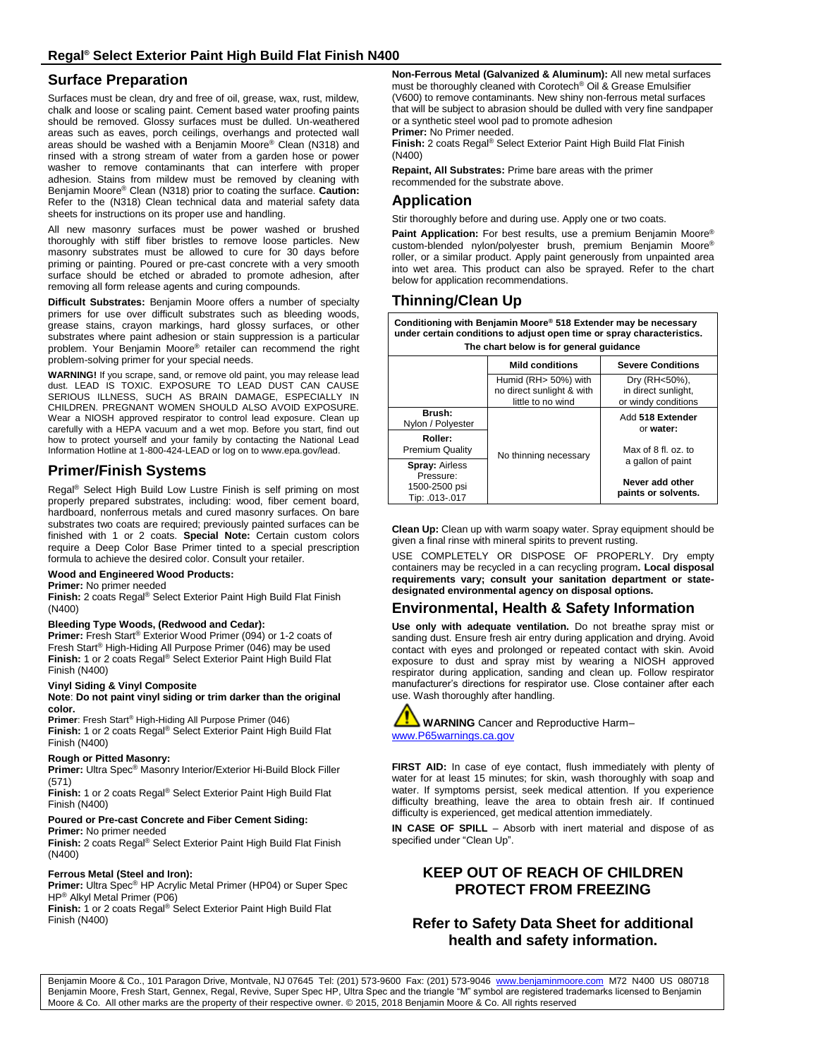## Regal® Select Exterior Paint High Build Flat Finish N400

## Surface Preparation

Surfaces must be clean, dry and free of oil, grease, wax, rust, mildew, chalk and loose or scaling paint. Cement based water proofing paints should be removed. Glossy surfaces must be dulled. Un-weathered areas such as eaves, porch ceilings, overhangs and protected wall areas should be washed with a Benjamin Moore® Clean (N318) and rinsed with a strong stream of water from a garden hose or power washer to remove contaminants that can interfere with proper adhesion. Stains from mildew must be removed by cleaning with Benjamin Moore® Clean (N318) prior to coating the surface. **Caution:** Refer to the (N318) Clean technical data and material safety data sheets for instructions on its proper use and handling.

All new masonry surfaces must be power washed or brushed thoroughly with stiff fiber bristles to remove loose particles. New masonry substrates must be allowed to cure for 30 days before priming or painting. Poured or pre-cast concrete with a very smooth surface should be etched or abraded to promote adhesion, after removing all form release agents and curing compounds.

**Difficult Substrates:** Benjamin Moore offers a number of specialty primers for use over difficult substrates such as bleeding woods, grease stains, crayon markings, hard glossy surfaces, or other substrates where paint adhesion or stain suppression is a particular problem. Your Benjamin Moore® retailer can recommend the right problem-solving primer for your special needs.

**WARNING!** If you scrape, sand, or remove old paint, you may release lead dust. LEAD IS TOXIC. EXPOSURE TO LEAD DUST CAN CAUSE SERIOUS ILLNESS, SUCH AS BRAIN DAMAGE, ESPECIALLY IN CHILDREN. PREGNANT WOMEN SHOULD ALSO AVOID EXPOSURE. Wear a NIOSH approved respirator to control lead exposure. Clean up carefully with a HEPA vacuum and a wet mop. Before you start, find out how to protect yourself and your family by contacting the National Lead Information Hotline at 1-800-424-LEAD or log on to www.epa.gov/lead.

## Primer/Finish Systems

Regal® Select High Build Low Lustre Finish is self priming on most properly prepared substrates, including: wood, fiber cement board, hardboard, nonferrous metals and cured masonry surfaces. On bare substrates two coats are required; previously painted surfaces can be finished with 1 or 2 coats. **Special Note:** Certain custom colors require a Deep Color Base Primer tinted to a special prescription formula to achieve the desired color. Consult your retailer.

**Wood and Engineered Wood Products:**
**Primer:** No primer needed
**Finish:** 2 coats Regal® Select Exterior Paint High Build Flat Finish (N400)

**Bleeding Type Woods, (Redwood and Cedar):**
**Primer:** Fresh Start® Exterior Wood Primer (094) or 1-2 coats of Fresh Start® High-Hiding All Purpose Primer (046) may be used
**Finish:** 1 or 2 coats Regal® Select Exterior Paint High Build Flat Finish (N400)

**Vinyl Siding & Vinyl Composite**
**Note**: **Do not paint vinyl siding or trim darker than the original color.**
**Primer**: Fresh Start® High-Hiding All Purpose Primer (046)
**Finish:** 1 or 2 coats Regal® Select Exterior Paint High Build Flat Finish (N400)

**Rough or Pitted Masonry:**
**Primer:** Ultra Spec® Masonry Interior/Exterior Hi-Build Block Filler (571)
**Finish:** 1 or 2 coats Regal® Select Exterior Paint High Build Flat Finish (N400)

**Poured or Pre-cast Concrete and Fiber Cement Siding:**
**Primer:** No primer needed
**Finish:** 2 coats Regal® Select Exterior Paint High Build Flat Finish (N400)

**Ferrous Metal (Steel and Iron):**
**Primer:** Ultra Spec® HP Acrylic Metal Primer (HP04) or Super Spec HP® Alkyl Metal Primer (P06)
**Finish:** 1 or 2 coats Regal® Select Exterior Paint High Build Flat Finish (N400)

**Non-Ferrous Metal (Galvanized & Aluminum):** All new metal surfaces must be thoroughly cleaned with Corotech® Oil & Grease Emulsifier (V600) to remove contaminants. New shiny non-ferrous metal surfaces that will be subject to abrasion should be dulled with very fine sandpaper or a synthetic steel wool pad to promote adhesion
**Primer:** No Primer needed.
**Finish:** 2 coats Regal® Select Exterior Paint High Build Flat Finish (N400)

**Repaint, All Substrates:** Prime bare areas with the primer recommended for the substrate above.

## Application

Stir thoroughly before and during use. Apply one or two coats.

**Paint Application:** For best results, use a premium Benjamin Moore® custom-blended nylon/polyester brush, premium Benjamin Moore® roller, or a similar product. Apply paint generously from unpainted area into wet area. This product can also be sprayed. Refer to the chart below for application recommendations.

## Thinning/Clean Up

**Conditioning with Benjamin Moore® 518 Extender may be necessary under certain conditions to adjust open time or spray characteristics.**
**The chart below is for general guidance**

| | **Mild conditions** | **Severe Conditions** |
|---|---|---|
| | Humid (RH> 50%) with no direct sunlight & with little to no wind | Dry (RH<50%), in direct sunlight, or windy conditions |
| **Brush:** Nylon / Polyester | No thinning necessary | Add **518 Extender** or **water:** Max of 8 fl. oz. to a gallon of paint **Never add other paints or solvents.** |
| **Roller:** Premium Quality | | |
| **Spray:** Airless Pressure: 1500-2500 psi Tip: .013-.017 | | |

**Clean Up:** Clean up with warm soapy water. Spray equipment should be given a final rinse with mineral spirits to prevent rusting.

USE COMPLETELY OR DISPOSE OF PROPERLY. Dry empty containers may be recycled in a can recycling program**. Local disposal requirements vary; consult your sanitation department or state-designated environmental agency on disposal options.**

## Environmental, Health & Safety Information

**Use only with adequate ventilation.** Do not breathe spray mist or sanding dust. Ensure fresh air entry during application and drying. Avoid contact with eyes and prolonged or repeated contact with skin. Avoid exposure to dust and spray mist by wearing a NIOSH approved respirator during application, sanding and clean up. Follow respirator manufacturer's directions for respirator use. Close container after each use. Wash thoroughly after handling.

**WARNING** Cancer and Reproductive Harm– www.P65warnings.ca.gov

**FIRST AID:** In case of eye contact, flush immediately with plenty of water for at least 15 minutes; for skin, wash thoroughly with soap and water. If symptoms persist, seek medical attention. If you experience difficulty breathing, leave the area to obtain fresh air. If continued difficulty is experienced, get medical attention immediately.

**IN CASE OF SPILL** – Absorb with inert material and dispose of as specified under "Clean Up".

### KEEP OUT OF REACH OF CHILDREN
### PROTECT FROM FREEZING

### Refer to Safety Data Sheet for additional health and safety information.

Benjamin Moore & Co., 101 Paragon Drive, Montvale, NJ 07645 Tel: (201) 573-9600 Fax: (201) 573-9046 www.benjaminmoore.com M72 N400 US 080718
Benjamin Moore, Fresh Start, Gennex, Regal, Revive, Super Spec HP, Ultra Spec and the triangle "M" symbol are registered trademarks licensed to Benjamin Moore & Co. All other marks are the property of their respective owner. © 2015, 2018 Benjamin Moore & Co. All rights reserved